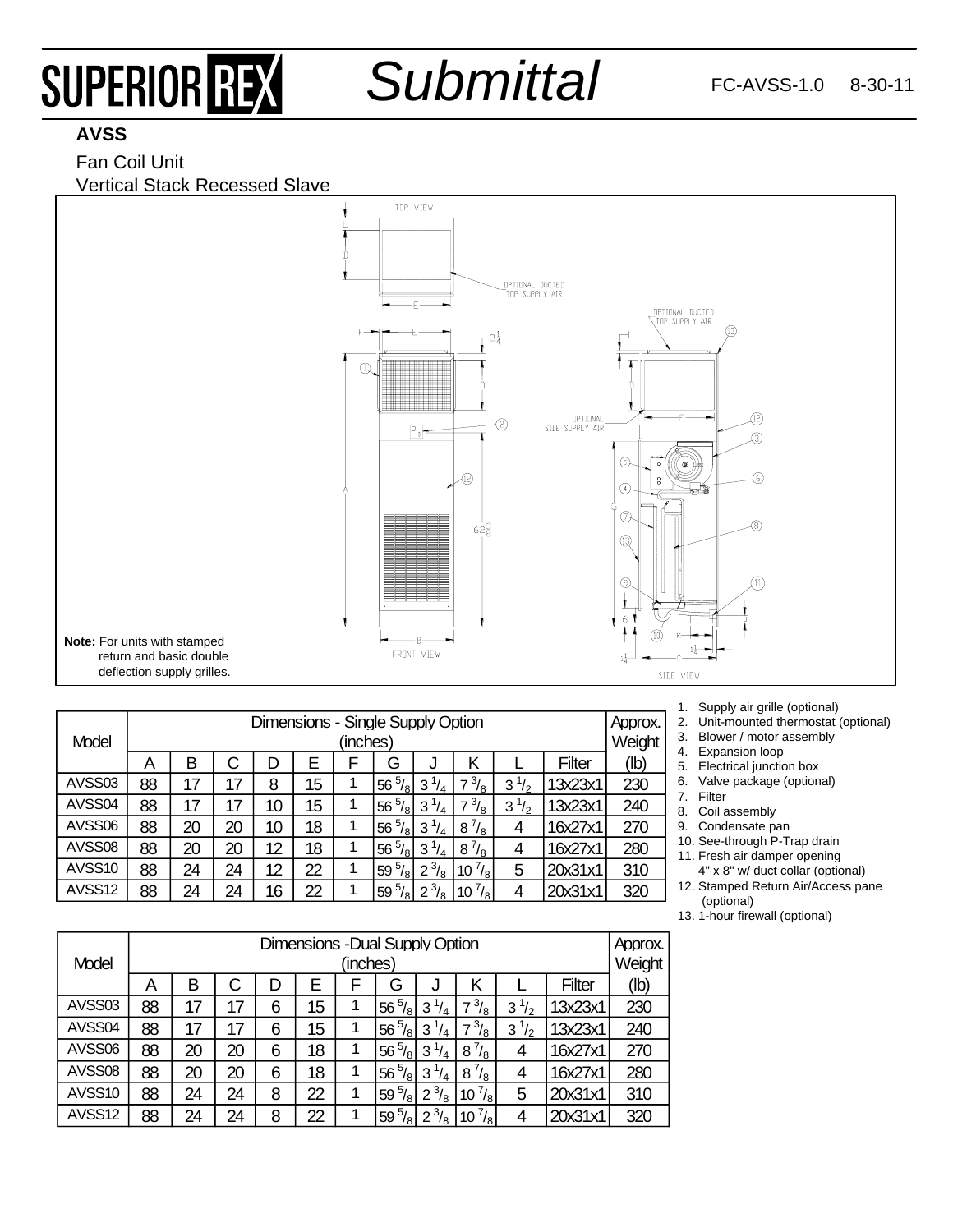SUPERIOR REX **Submittal** FC-AVSS-1.0 8-30-11

## AVSS

Fan Coil Unit

Vertical Stack Recessed Slave

TOP VIEW

OPTIONAL DUCTED TOP SUPPLY AIR

FRONT VIEW

SIDE VIEW

OPTIONAL SIDE SUPPLY AIR

**Note:** For units with stamped return and basic double deflection supply grilles.

| Model | Dimensions - Single Supply Option (inches) | | | | | | | | | | | Approx. Weight |
|---|---|---|---|---|---|---|---|---|---|---|---|---|
| | A | B | C | D | E | F | G | J | K | L | Filter | (lb) |
| AVSS03 | 88 | 17 | 17 | 8 | 15 | 1 | 56 5/8 | 3 1/4 | 7 3/8 | 3 1/2 | 13x23x1 | 230 |
| AVSS04 | 88 | 17 | 17 | 10 | 15 | 1 | 56 5/8 | 3 1/4 | 7 3/8 | 3 1/2 | 13x23x1 | 240 |
| AVSS06 | 88 | 20 | 20 | 10 | 18 | 1 | 56 5/8 | 3 1/4 | 8 7/8 | 4 | 16x27x1 | 270 |
| AVSS08 | 88 | 20 | 20 | 12 | 18 | 1 | 56 5/8 | 3 1/4 | 8 7/8 | 4 | 16x27x1 | 280 |
| AVSS10 | 88 | 24 | 24 | 12 | 22 | 1 | 59 5/8 | 2 3/8 | 10 7/8 | 5 | 20x31x1 | 310 |
| AVSS12 | 88 | 24 | 24 | 16 | 22 | 1 | 59 5/8 | 2 3/8 | 10 7/8 | 4 | 20x31x1 | 320 |

| Model | Dimensions -Dual Supply Option (inches) | | | | | | | | | | | Approx. Weight |
|---|---|---|---|---|---|---|---|---|---|---|---|---|
| | A | B | C | D | E | F | G | J | K | L | Filter | (lb) |
| AVSS03 | 88 | 17 | 17 | 6 | 15 | 1 | 56 5/8 | 3 1/4 | 7 3/8 | 3 1/2 | 13x23x1 | 230 |
| AVSS04 | 88 | 17 | 17 | 6 | 15 | 1 | 56 5/8 | 3 1/4 | 7 3/8 | 3 1/2 | 13x23x1 | 240 |
| AVSS06 | 88 | 20 | 20 | 6 | 18 | 1 | 56 5/8 | 3 1/4 | 8 7/8 | 4 | 16x27x1 | 270 |
| AVSS08 | 88 | 20 | 20 | 6 | 18 | 1 | 56 5/8 | 3 1/4 | 8 7/8 | 4 | 16x27x1 | 280 |
| AVSS10 | 88 | 24 | 24 | 8 | 22 | 1 | 59 5/8 | 2 3/8 | 10 7/8 | 5 | 20x31x1 | 310 |
| AVSS12 | 88 | 24 | 24 | 8 | 22 | 1 | 59 5/8 | 2 3/8 | 10 7/8 | 4 | 20x31x1 | 320 |

1. Supply air grille (optional)
2. Unit-mounted thermostat (optional)
3. Blower / motor assembly
4. Expansion loop
5. Electrical junction box
6. Valve package (optional)
7. Filter
8. Coil assembly
9. Condensate pan
10. See-through P-Trap drain
11. Fresh air damper opening 4" x 8" w/ duct collar (optional)
12. Stamped Return Air/Access pane (optional)
13. 1-hour firewall (optional)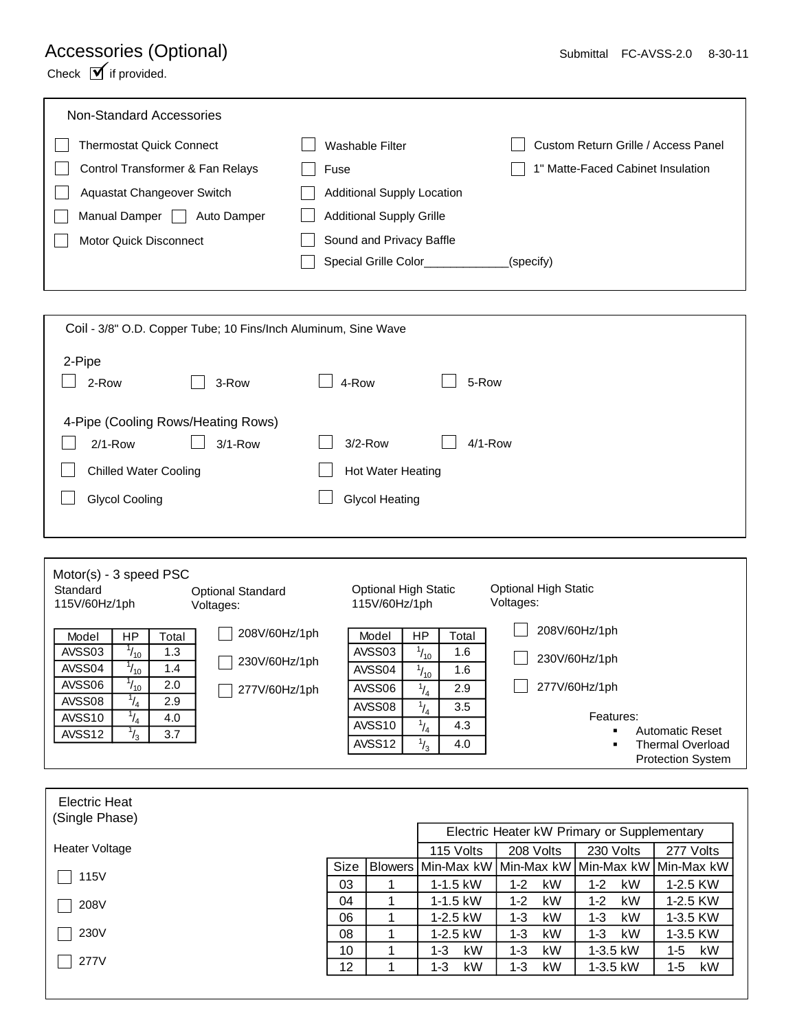# Accessories (Optional)

Submittal FC-AVSS-2.0 8-30-11

Check ☑ if provided.

## Non-Standard Accessories

- ☐ Thermostat Quick Connect
- ☐ Control Transformer & Fan Relays
- ☐ Aquastat Changeover Switch
- ☐ Manual Damper ☐ Auto Damper
- ☐ Motor Quick Disconnect
- ☐ Washable Filter
- ☐ Fuse
- ☐ Additional Supply Location
- ☐ Additional Supply Grille
- ☐ Sound and Privacy Baffle
- ☐ Special Grille Color_____________(specify)
- ☐ Custom Return Grille / Access Panel
- ☐ 1" Matte-Faced Cabinet Insulation

## Coil - 3/8" O.D. Copper Tube; 10 Fins/Inch Aluminum, Sine Wave

**2-Pipe**

- ☐ 2-Row
- ☐ 3-Row
- ☐ 4-Row
- ☐ 5-Row

**4-Pipe (Cooling Rows/Heating Rows)**

- ☐ 2/1-Row
- ☐ 3/1-Row
- ☐ 3/2-Row
- ☐ 4/1-Row

- ☐ Chilled Water Cooling
- ☐ Hot Water Heating
- ☐ Glycol Cooling
- ☐ Glycol Heating

## Motor(s) - 3 speed PSC

**Standard 115V/60Hz/1ph**

| Model | HP | Total |
|---|---|---|
| AVSS03 | 1/10 | 1.3 |
| AVSS04 | 1/10 | 1.4 |
| AVSS06 | 1/10 | 2.0 |
| AVSS08 | 1/4 | 2.9 |
| AVSS10 | 1/4 | 4.0 |
| AVSS12 | 1/3 | 3.7 |

**Optional Standard Voltages:**

- ☐ 208V/60Hz/1ph
- ☐ 230V/60Hz/1ph
- ☐ 277V/60Hz/1ph

**Optional High Static 115V/60Hz/1ph**

| Model | HP | Total |
|---|---|---|
| AVSS03 | 1/10 | 1.6 |
| AVSS04 | 1/10 | 1.6 |
| AVSS06 | 1/4 | 2.9 |
| AVSS08 | 1/4 | 3.5 |
| AVSS10 | 1/4 | 4.3 |
| AVSS12 | 1/3 | 4.0 |

**Optional High Static Voltages:**

- ☐ 208V/60Hz/1ph
- ☐ 230V/60Hz/1ph
- ☐ 277V/60Hz/1ph

Features:

- Automatic Reset
- Thermal Overload Protection System

## Electric Heat (Single Phase)

**Heater Voltage**

- ☐ 115V
- ☐ 208V
- ☐ 230V
- ☐ 277V

| | | Electric Heater kW Primary or Supplementary | | | |
|---|---|---|---|---|---|
| | | 115 Volts | 208 Volts | 230 Volts | 277 Volts |
| Size | Blowers | Min-Max kW | Min-Max kW | Min-Max kW | Min-Max kW |
| 03 | 1 | 1-1.5 kW | 1-2 kW | 1-2 kW | 1-2.5 KW |
| 04 | 1 | 1-1.5 kW | 1-2 kW | 1-2 kW | 1-2.5 KW |
| 06 | 1 | 1-2.5 kW | 1-3 kW | 1-3 kW | 1-3.5 KW |
| 08 | 1 | 1-2.5 kW | 1-3 kW | 1-3 kW | 1-3.5 KW |
| 10 | 1 | 1-3 kW | 1-3 kW | 1-3.5 kW | 1-5 kW |
| 12 | 1 | 1-3 kW | 1-3 kW | 1-3.5 kW | 1-5 kW |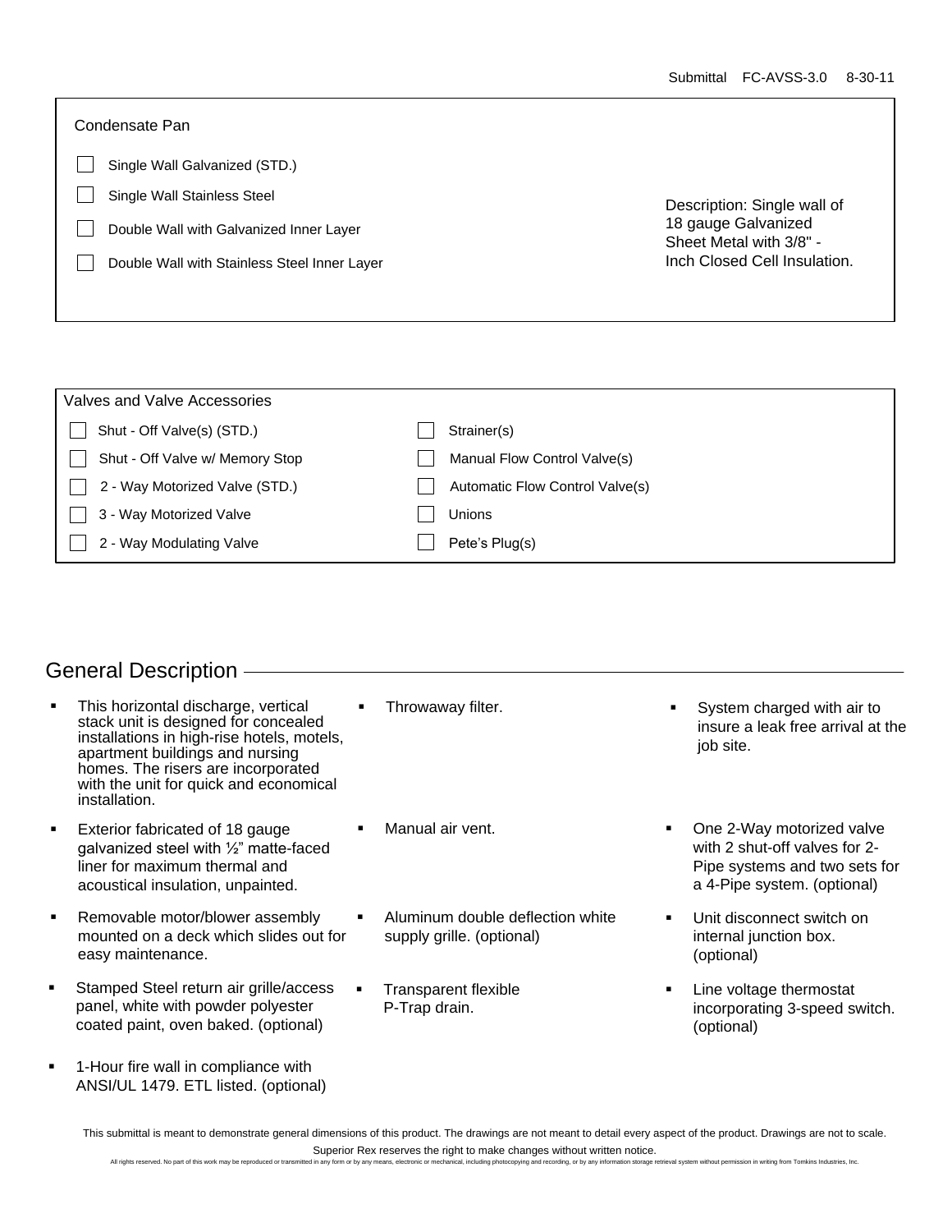Submittal FC-AVSS-3.0 8-30-11

## Condensate Pan

- [ ] Single Wall Galvanized (STD.)
- [ ] Single Wall Stainless Steel
- [ ] Double Wall with Galvanized Inner Layer
- [ ] Double Wall with Stainless Steel Inner Layer

Description: Single wall of 18 gauge Galvanized Sheet Metal with 3/8" - Inch Closed Cell Insulation.

## Valves and Valve Accessories

- [ ] Shut - Off Valve(s) (STD.)
- [ ] Shut - Off Valve w/ Memory Stop
- [ ] 2 - Way Motorized Valve (STD.)
- [ ] 3 - Way Motorized Valve
- [ ] 2 - Way Modulating Valve
- [ ] Strainer(s)
- [ ] Manual Flow Control Valve(s)
- [ ] Automatic Flow Control Valve(s)
- [ ] Unions
- [ ] Pete's Plug(s)

## General Description

- This horizontal discharge, vertical stack unit is designed for concealed installations in high-rise hotels, motels, apartment buildings and nursing homes. The risers are incorporated with the unit for quick and economical installation.
- Exterior fabricated of 18 gauge galvanized steel with ½" matte-faced liner for maximum thermal and acoustical insulation, unpainted.
- Removable motor/blower assembly mounted on a deck which slides out for easy maintenance.
- Stamped Steel return air grille/access panel, white with powder polyester coated paint, oven baked. (optional)
- 1-Hour fire wall in compliance with ANSI/UL 1479. ETL listed. (optional)
- Throwaway filter.
- Manual air vent.
- Aluminum double deflection white supply grille. (optional)
- Transparent flexible P-Trap drain.
- System charged with air to insure a leak free arrival at the job site.
- One 2-Way motorized valve with 2 shut-off valves for 2-Pipe systems and two sets for a 4-Pipe system. (optional)
- Unit disconnect switch on internal junction box. (optional)
- Line voltage thermostat incorporating 3-speed switch. (optional)

This submittal is meant to demonstrate general dimensions of this product. The drawings are not meant to detail every aspect of the product. Drawings are not to scale.

Superior Rex reserves the right to make changes without written notice.

All rights reserved. No part of this work may be reproduced or transmitted in any form or by any means, electronic or mechanical, including photocopying and recording, or by any information storage retrieval system without permission in writing from Tomkins Industries, Inc.